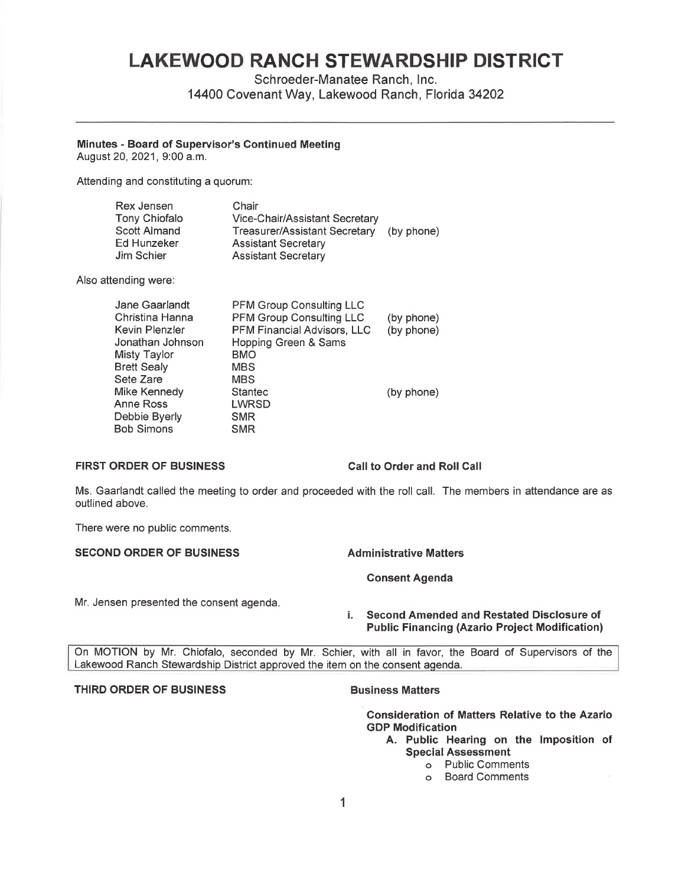# LAKEWOOD RANCH STEWARDSHIP DISTRICT

Schroeder-Manatee Ranch, Inc.
14400 Covenant Way, Lakewood Ranch, Florida 34202

---

**Minutes - Board of Supervisor's Continued Meeting**
August 20, 2021, 9:00 a.m.

Attending and constituting a quorum:

| | | |
|---|---|---|
| Rex Jensen | Chair | |
| Tony Chiofalo | Vice-Chair/Assistant Secretary | |
| Scott Almand | Treasurer/Assistant Secretary | (by phone) |
| Ed Hunzeker | Assistant Secretary | |
| Jim Schier | Assistant Secretary | |

Also attending were:

| | | |
|---|---|---|
| Jane Gaarlandt | PFM Group Consulting LLC | |
| Christina Hanna | PFM Group Consulting LLC | (by phone) |
| Kevin Plenzler | PFM Financial Advisors, LLC | (by phone) |
| Jonathan Johnson | Hopping Green & Sams | |
| Misty Taylor | BMO | |
| Brett Sealy | MBS | |
| Sete Zare | MBS | |
| Mike Kennedy | Stantec | (by phone) |
| Anne Ross | LWRSD | |
| Debbie Byerly | SMR | |
| Bob Simons | SMR | |

**FIRST ORDER OF BUSINESS** **Call to Order and Roll Call**

Ms. Gaarlandt called the meeting to order and proceeded with the roll call. The members in attendance are as outlined above.

There were no public comments.

**SECOND ORDER OF BUSINESS** **Administrative Matters**

**Consent Agenda**

Mr. Jensen presented the consent agenda.

**i. Second Amended and Restated Disclosure of Public Financing (Azario Project Modification)**

On MOTION by Mr. Chiofalo, seconded by Mr. Schier, with all in favor, the Board of Supervisors of the Lakewood Ranch Stewardship District approved the item on the consent agenda.

**THIRD ORDER OF BUSINESS** **Business Matters**

**Consideration of Matters Relative to the Azario GDP Modification**

**A. Public Hearing on the Imposition of Special Assessment**

- Public Comments
- Board Comments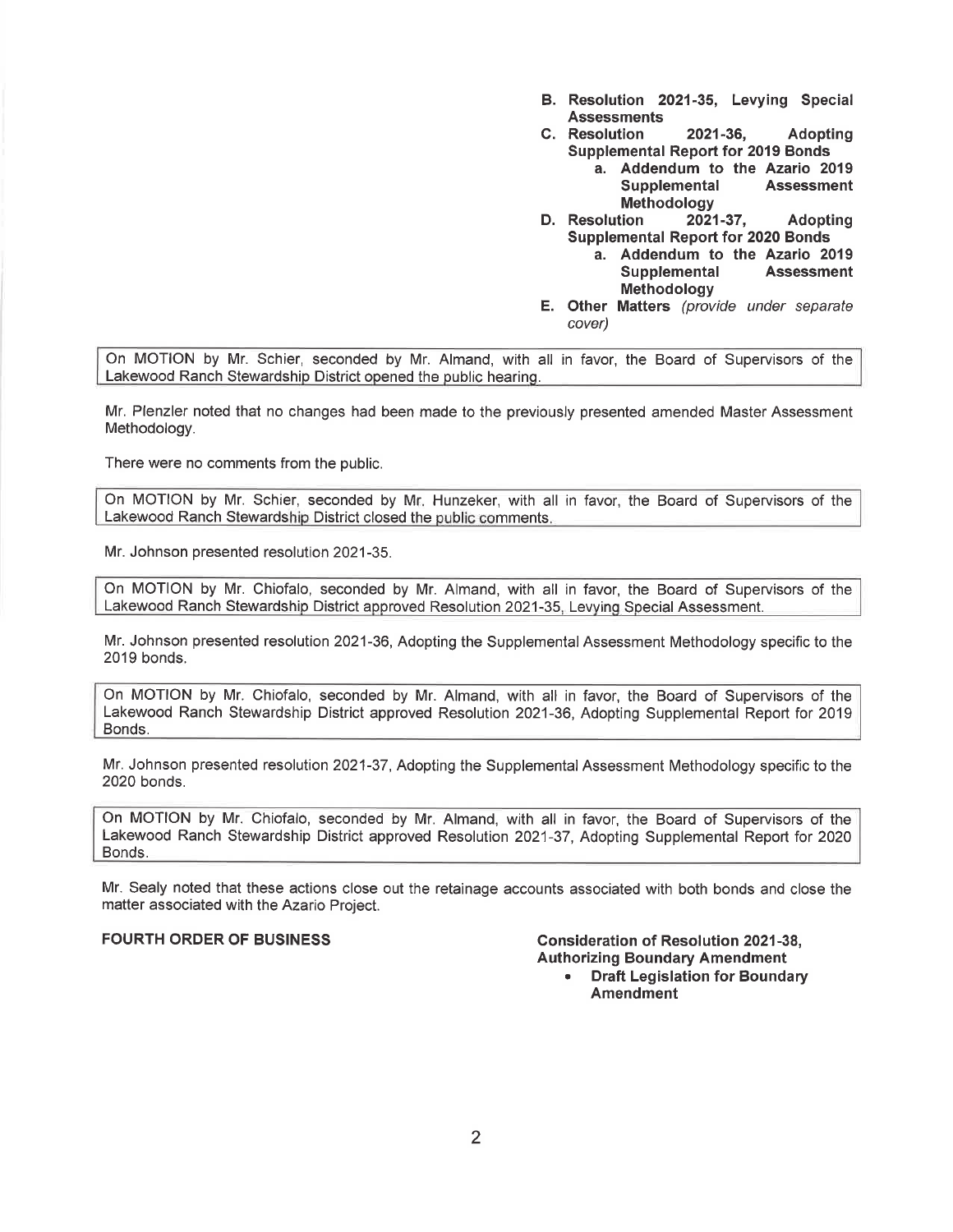**B. Resolution 2021-35, Levying Special Assessments**

**C. Resolution 2021-36, Adopting Supplemental Report for 2019 Bonds**

   **a. Addendum to the Azario 2019 Supplemental Assessment Methodology**

**D. Resolution 2021-37, Adopting Supplemental Report for 2020 Bonds**

   **a. Addendum to the Azario 2019 Supplemental Assessment Methodology**

**E. Other Matters** *(provide under separate cover)*

On MOTION by Mr. Schier, seconded by Mr. Almand, with all in favor, the Board of Supervisors of the Lakewood Ranch Stewardship District opened the public hearing.

Mr. Plenzler noted that no changes had been made to the previously presented amended Master Assessment Methodology.

There were no comments from the public.

On MOTION by Mr. Schier, seconded by Mr. Hunzeker, with all in favor, the Board of Supervisors of the Lakewood Ranch Stewardship District closed the public comments.

Mr. Johnson presented resolution 2021-35.

On MOTION by Mr. Chiofalo, seconded by Mr. Almand, with all in favor, the Board of Supervisors of the Lakewood Ranch Stewardship District approved Resolution 2021-35, Levying Special Assessment.

Mr. Johnson presented resolution 2021-36, Adopting the Supplemental Assessment Methodology specific to the 2019 bonds.

On MOTION by Mr. Chiofalo, seconded by Mr. Almand, with all in favor, the Board of Supervisors of the Lakewood Ranch Stewardship District approved Resolution 2021-36, Adopting Supplemental Report for 2019 Bonds.

Mr. Johnson presented resolution 2021-37, Adopting the Supplemental Assessment Methodology specific to the 2020 bonds.

On MOTION by Mr. Chiofalo, seconded by Mr. Almand, with all in favor, the Board of Supervisors of the Lakewood Ranch Stewardship District approved Resolution 2021-37, Adopting Supplemental Report for 2020 Bonds.

Mr. Sealy noted that these actions close out the retainage accounts associated with both bonds and close the matter associated with the Azario Project.

**FOURTH ORDER OF BUSINESS** **Consideration of Resolution 2021-38, Authorizing Boundary Amendment**

- **Draft Legislation for Boundary Amendment**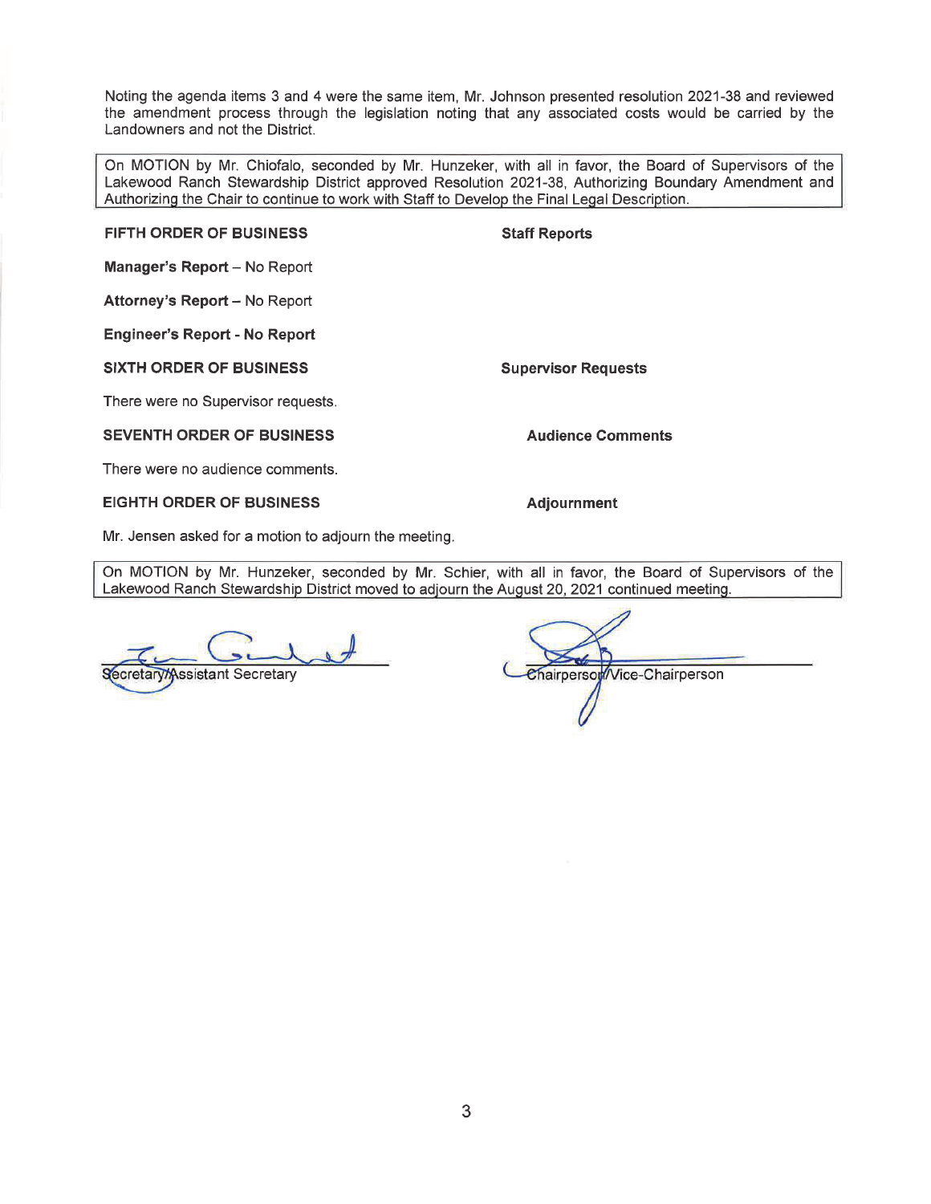Noting the agenda items 3 and 4 were the same item, Mr. Johnson presented resolution 2021-38 and reviewed the amendment process through the legislation noting that any associated costs would be carried by the Landowners and not the District.

> On MOTION by Mr. Chiofalo, seconded by Mr. Hunzeker, with all in favor, the Board of Supervisors of the Lakewood Ranch Stewardship District approved Resolution 2021-38, Authorizing Boundary Amendment and Authorizing the Chair to continue to work with Staff to Develop the Final Legal Description.

**FIFTH ORDER OF BUSINESS** **Staff Reports**

**Manager's Report** – No Report

**Attorney's Report** – No Report

**Engineer's Report - No Report**

**SIXTH ORDER OF BUSINESS** **Supervisor Requests**

There were no Supervisor requests.

**SEVENTH ORDER OF BUSINESS** **Audience Comments**

There were no audience comments.

**EIGHTH ORDER OF BUSINESS** **Adjournment**

Mr. Jensen asked for a motion to adjourn the meeting.

> On MOTION by Mr. Hunzeker, seconded by Mr. Schier, with all in favor, the Board of Supervisors of the Lakewood Ranch Stewardship District moved to adjourn the August 20, 2021 continued meeting.

Secretary/Assistant Secretary

Chairperson/Vice-Chairperson